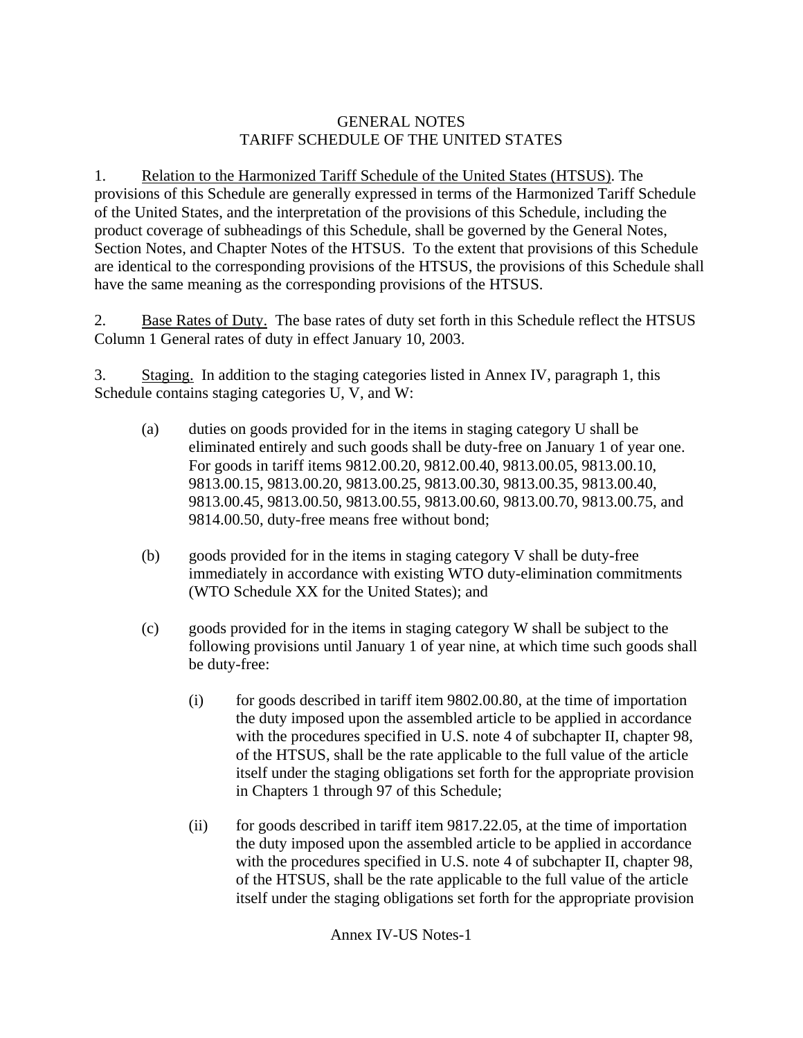# GENERAL NOTES
# TARIFF SCHEDULE OF THE UNITED STATES

1. Relation to the Harmonized Tariff Schedule of the United States (HTSUS). The provisions of this Schedule are generally expressed in terms of the Harmonized Tariff Schedule of the United States, and the interpretation of the provisions of this Schedule, including the product coverage of subheadings of this Schedule, shall be governed by the General Notes, Section Notes, and Chapter Notes of the HTSUS. To the extent that provisions of this Schedule are identical to the corresponding provisions of the HTSUS, the provisions of this Schedule shall have the same meaning as the corresponding provisions of the HTSUS.

2. Base Rates of Duty. The base rates of duty set forth in this Schedule reflect the HTSUS Column 1 General rates of duty in effect January 10, 2003.

3. Staging. In addition to the staging categories listed in Annex IV, paragraph 1, this Schedule contains staging categories U, V, and W:

   (a) duties on goods provided for in the items in staging category U shall be eliminated entirely and such goods shall be duty-free on January 1 of year one. For goods in tariff items 9812.00.20, 9812.00.40, 9813.00.05, 9813.00.10, 9813.00.15, 9813.00.20, 9813.00.25, 9813.00.30, 9813.00.35, 9813.00.40, 9813.00.45, 9813.00.50, 9813.00.55, 9813.00.60, 9813.00.70, 9813.00.75, and 9814.00.50, duty-free means free without bond;

   (b) goods provided for in the items in staging category V shall be duty-free immediately in accordance with existing WTO duty-elimination commitments (WTO Schedule XX for the United States); and

   (c) goods provided for in the items in staging category W shall be subject to the following provisions until January 1 of year nine, at which time such goods shall be duty-free:

      (i) for goods described in tariff item 9802.00.80, at the time of importation the duty imposed upon the assembled article to be applied in accordance with the procedures specified in U.S. note 4 of subchapter II, chapter 98, of the HTSUS, shall be the rate applicable to the full value of the article itself under the staging obligations set forth for the appropriate provision in Chapters 1 through 97 of this Schedule;

      (ii) for goods described in tariff item 9817.22.05, at the time of importation the duty imposed upon the assembled article to be applied in accordance with the procedures specified in U.S. note 4 of subchapter II, chapter 98, of the HTSUS, shall be the rate applicable to the full value of the article itself under the staging obligations set forth for the appropriate provision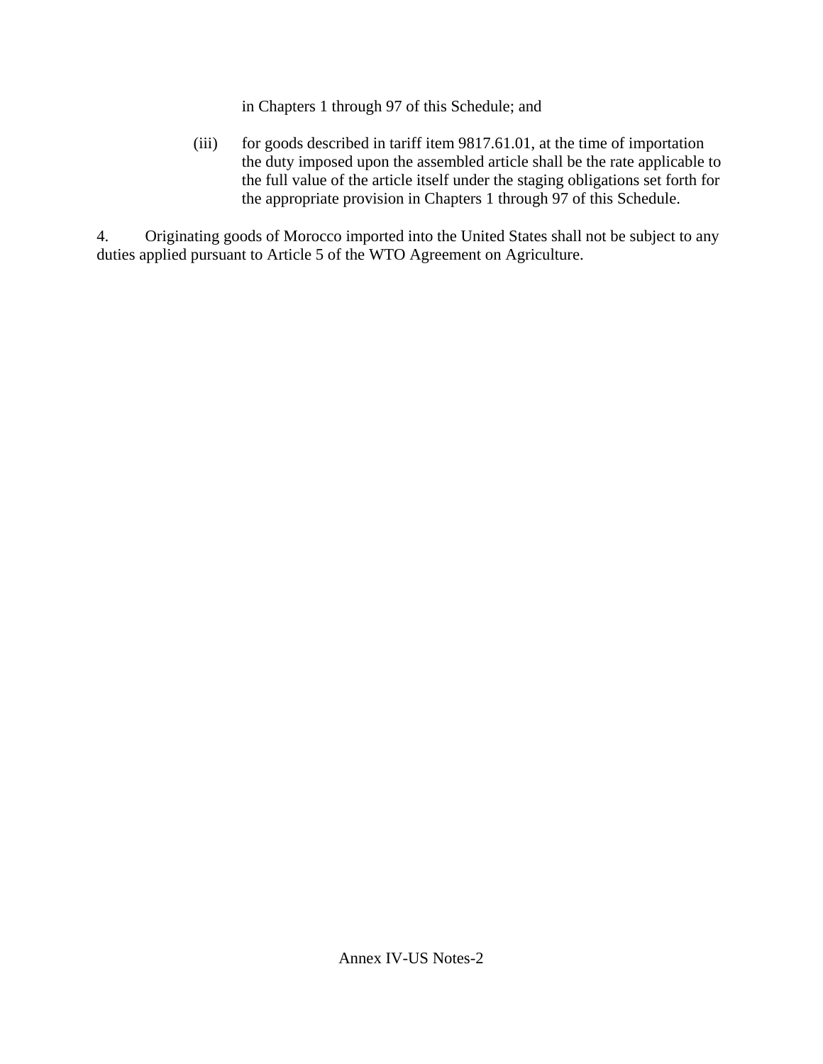in Chapters 1 through 97 of this Schedule; and

(iii) for goods described in tariff item 9817.61.01, at the time of importation the duty imposed upon the assembled article shall be the rate applicable to the full value of the article itself under the staging obligations set forth for the appropriate provision in Chapters 1 through 97 of this Schedule.

4. Originating goods of Morocco imported into the United States shall not be subject to any duties applied pursuant to Article 5 of the WTO Agreement on Agriculture.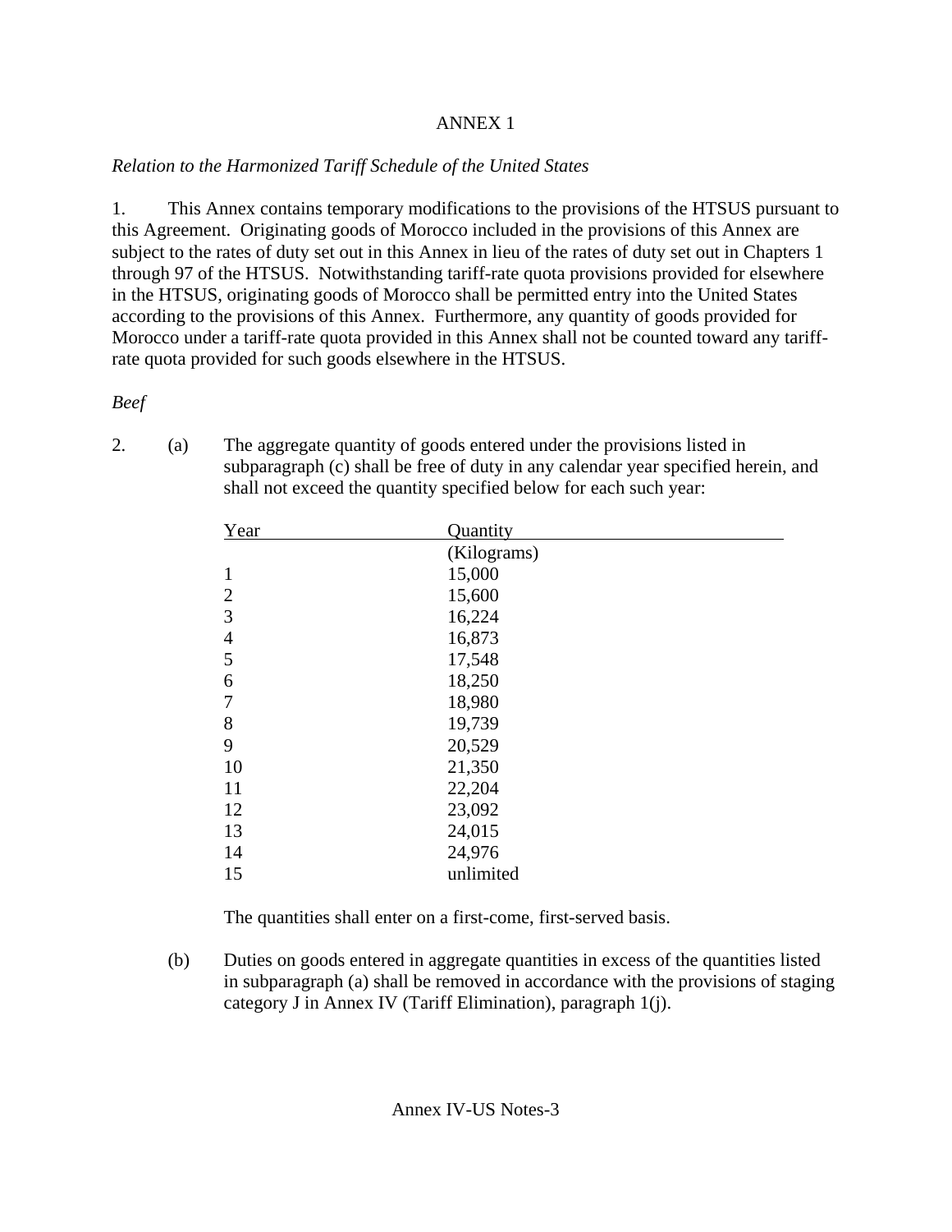# ANNEX 1

*Relation to the Harmonized Tariff Schedule of the United States*

1. This Annex contains temporary modifications to the provisions of the HTSUS pursuant to this Agreement. Originating goods of Morocco included in the provisions of this Annex are subject to the rates of duty set out in this Annex in lieu of the rates of duty set out in Chapters 1 through 97 of the HTSUS. Notwithstanding tariff-rate quota provisions provided for elsewhere in the HTSUS, originating goods of Morocco shall be permitted entry into the United States according to the provisions of this Annex. Furthermore, any quantity of goods provided for Morocco under a tariff-rate quota provided in this Annex shall not be counted toward any tariff-rate quota provided for such goods elsewhere in the HTSUS.

*Beef*

2. (a) The aggregate quantity of goods entered under the provisions listed in subparagraph (c) shall be free of duty in any calendar year specified herein, and shall not exceed the quantity specified below for each such year:

| Year | Quantity (Kilograms) |
|---|---|
| 1 | 15,000 |
| 2 | 15,600 |
| 3 | 16,224 |
| 4 | 16,873 |
| 5 | 17,548 |
| 6 | 18,250 |
| 7 | 18,980 |
| 8 | 19,739 |
| 9 | 20,529 |
| 10 | 21,350 |
| 11 | 22,204 |
| 12 | 23,092 |
| 13 | 24,015 |
| 14 | 24,976 |
| 15 | unlimited |

The quantities shall enter on a first-come, first-served basis.

(b) Duties on goods entered in aggregate quantities in excess of the quantities listed in subparagraph (a) shall be removed in accordance with the provisions of staging category J in Annex IV (Tariff Elimination), paragraph 1(j).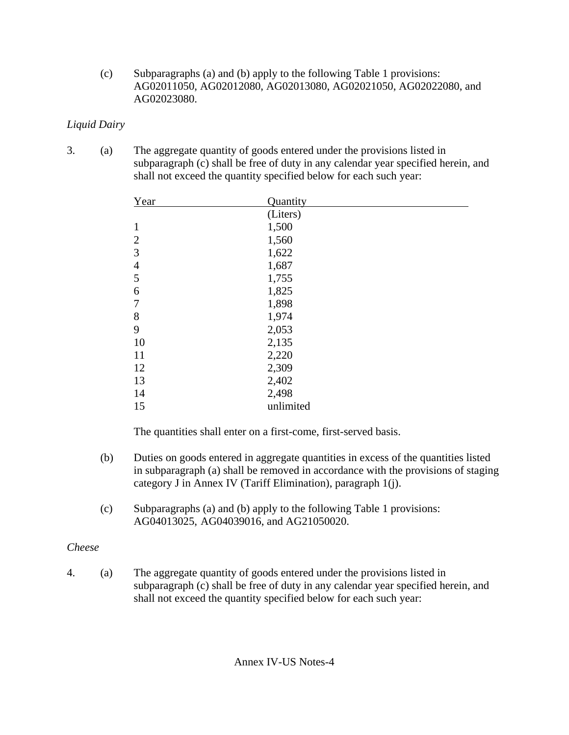(c) Subparagraphs (a) and (b) apply to the following Table 1 provisions: AG02011050, AG02012080, AG02013080, AG02021050, AG02022080, and AG02023080.

*Liquid Dairy*

3. (a) The aggregate quantity of goods entered under the provisions listed in subparagraph (c) shall be free of duty in any calendar year specified herein, and shall not exceed the quantity specified below for each such year:

| Year | Quantity |
|---|---|
| | (Liters) |
| 1 | 1,500 |
| 2 | 1,560 |
| 3 | 1,622 |
| 4 | 1,687 |
| 5 | 1,755 |
| 6 | 1,825 |
| 7 | 1,898 |
| 8 | 1,974 |
| 9 | 2,053 |
| 10 | 2,135 |
| 11 | 2,220 |
| 12 | 2,309 |
| 13 | 2,402 |
| 14 | 2,498 |
| 15 | unlimited |

The quantities shall enter on a first-come, first-served basis.

(b) Duties on goods entered in aggregate quantities in excess of the quantities listed in subparagraph (a) shall be removed in accordance with the provisions of staging category J in Annex IV (Tariff Elimination), paragraph 1(j).

(c) Subparagraphs (a) and (b) apply to the following Table 1 provisions: AG04013025, AG04039016, and AG21050020.

*Cheese*

4. (a) The aggregate quantity of goods entered under the provisions listed in subparagraph (c) shall be free of duty in any calendar year specified herein, and shall not exceed the quantity specified below for each such year: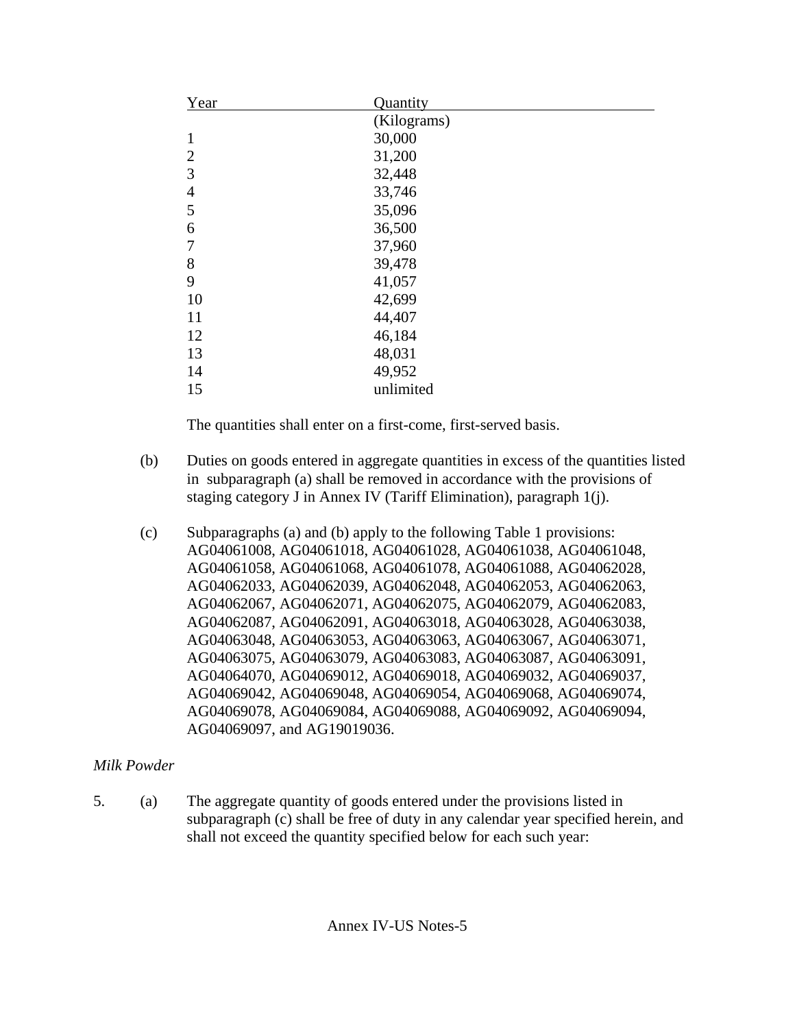| Year | Quantity |
| --- | --- |
| | (Kilograms) |
| 1 | 30,000 |
| 2 | 31,200 |
| 3 | 32,448 |
| 4 | 33,746 |
| 5 | 35,096 |
| 6 | 36,500 |
| 7 | 37,960 |
| 8 | 39,478 |
| 9 | 41,057 |
| 10 | 42,699 |
| 11 | 44,407 |
| 12 | 46,184 |
| 13 | 48,031 |
| 14 | 49,952 |
| 15 | unlimited |

The quantities shall enter on a first-come, first-served basis.

(b) Duties on goods entered in aggregate quantities in excess of the quantities listed in subparagraph (a) shall be removed in accordance with the provisions of staging category J in Annex IV (Tariff Elimination), paragraph 1(j).

(c) Subparagraphs (a) and (b) apply to the following Table 1 provisions: AG04061008, AG04061018, AG04061028, AG04061038, AG04061048, AG04061058, AG04061068, AG04061078, AG04061088, AG04062028, AG04062033, AG04062039, AG04062048, AG04062053, AG04062063, AG04062067, AG04062071, AG04062075, AG04062079, AG04062083, AG04062087, AG04062091, AG04063018, AG04063028, AG04063038, AG04063048, AG04063053, AG04063063, AG04063067, AG04063071, AG04063075, AG04063079, AG04063083, AG04063087, AG04063091, AG04064070, AG04069012, AG04069018, AG04069032, AG04069037, AG04069042, AG04069048, AG04069054, AG04069068, AG04069074, AG04069078, AG04069084, AG04069088, AG04069092, AG04069094, AG04069097, and AG19019036.

*Milk Powder*

5. (a) The aggregate quantity of goods entered under the provisions listed in subparagraph (c) shall be free of duty in any calendar year specified herein, and shall not exceed the quantity specified below for each such year: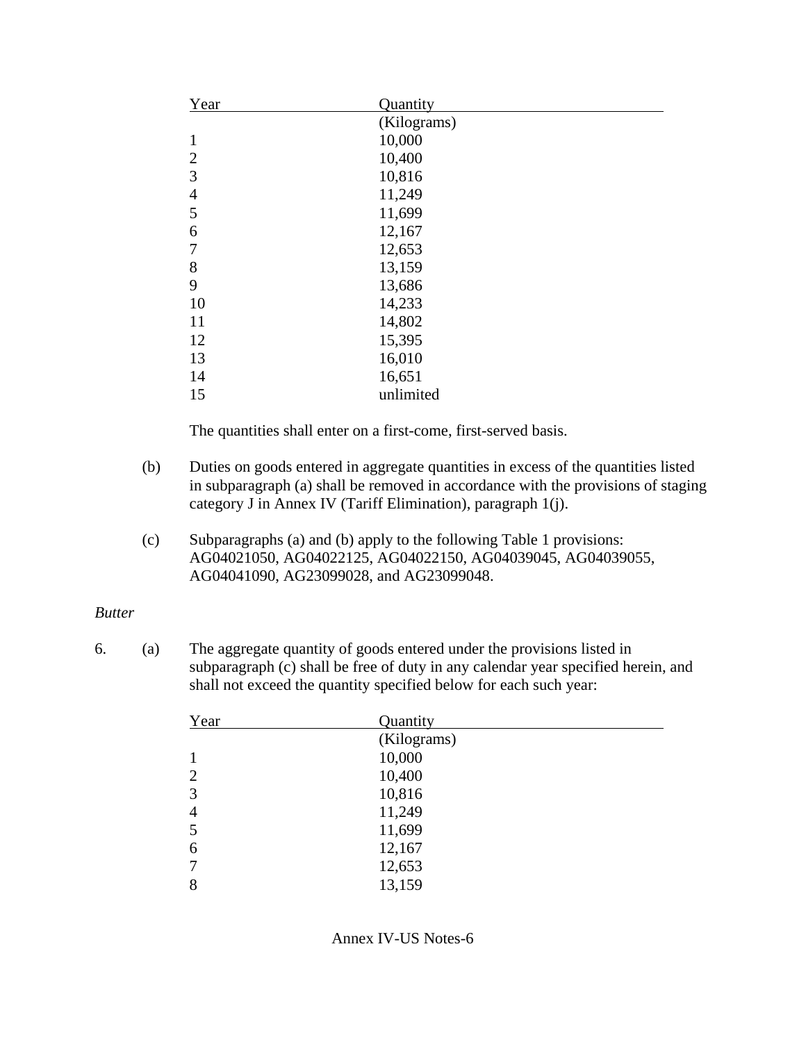| Year | Quantity |
|---|---|
| | (Kilograms) |
| 1 | 10,000 |
| 2 | 10,400 |
| 3 | 10,816 |
| 4 | 11,249 |
| 5 | 11,699 |
| 6 | 12,167 |
| 7 | 12,653 |
| 8 | 13,159 |
| 9 | 13,686 |
| 10 | 14,233 |
| 11 | 14,802 |
| 12 | 15,395 |
| 13 | 16,010 |
| 14 | 16,651 |
| 15 | unlimited |

The quantities shall enter on a first-come, first-served basis.

(b) Duties on goods entered in aggregate quantities in excess of the quantities listed in subparagraph (a) shall be removed in accordance with the provisions of staging category J in Annex IV (Tariff Elimination), paragraph 1(j).

(c) Subparagraphs (a) and (b) apply to the following Table 1 provisions: AG04021050, AG04022125, AG04022150, AG04039045, AG04039055, AG04041090, AG23099028, and AG23099048.

*Butter*

6. (a) The aggregate quantity of goods entered under the provisions listed in subparagraph (c) shall be free of duty in any calendar year specified herein, and shall not exceed the quantity specified below for each such year:

| Year | Quantity |
|---|---|
| | (Kilograms) |
| 1 | 10,000 |
| 2 | 10,400 |
| 3 | 10,816 |
| 4 | 11,249 |
| 5 | 11,699 |
| 6 | 12,167 |
| 7 | 12,653 |
| 8 | 13,159 |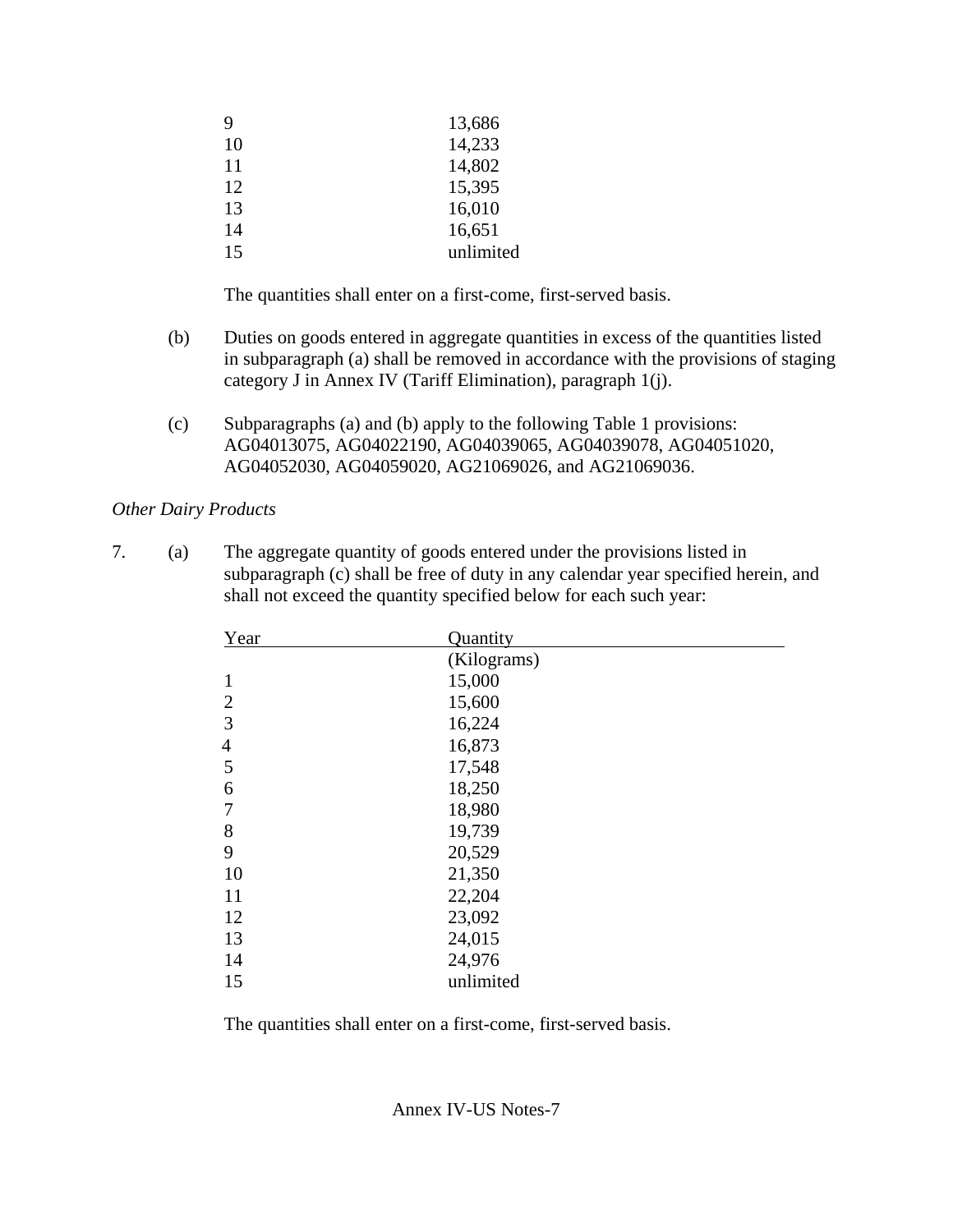| Year | Quantity |
|---|---|
| 9 | 13,686 |
| 10 | 14,233 |
| 11 | 14,802 |
| 12 | 15,395 |
| 13 | 16,010 |
| 14 | 16,651 |
| 15 | unlimited |

The quantities shall enter on a first-come, first-served basis.

(b) Duties on goods entered in aggregate quantities in excess of the quantities listed in subparagraph (a) shall be removed in accordance with the provisions of staging category J in Annex IV (Tariff Elimination), paragraph 1(j).

(c) Subparagraphs (a) and (b) apply to the following Table 1 provisions: AG04013075, AG04022190, AG04039065, AG04039078, AG04051020, AG04052030, AG04059020, AG21069026, and AG21069036.

*Other Dairy Products*

7. (a) The aggregate quantity of goods entered under the provisions listed in subparagraph (c) shall be free of duty in any calendar year specified herein, and shall not exceed the quantity specified below for each such year:

| Year | Quantity |
|---|---|
| | (Kilograms) |
| 1 | 15,000 |
| 2 | 15,600 |
| 3 | 16,224 |
| 4 | 16,873 |
| 5 | 17,548 |
| 6 | 18,250 |
| 7 | 18,980 |
| 8 | 19,739 |
| 9 | 20,529 |
| 10 | 21,350 |
| 11 | 22,204 |
| 12 | 23,092 |
| 13 | 24,015 |
| 14 | 24,976 |
| 15 | unlimited |

The quantities shall enter on a first-come, first-served basis.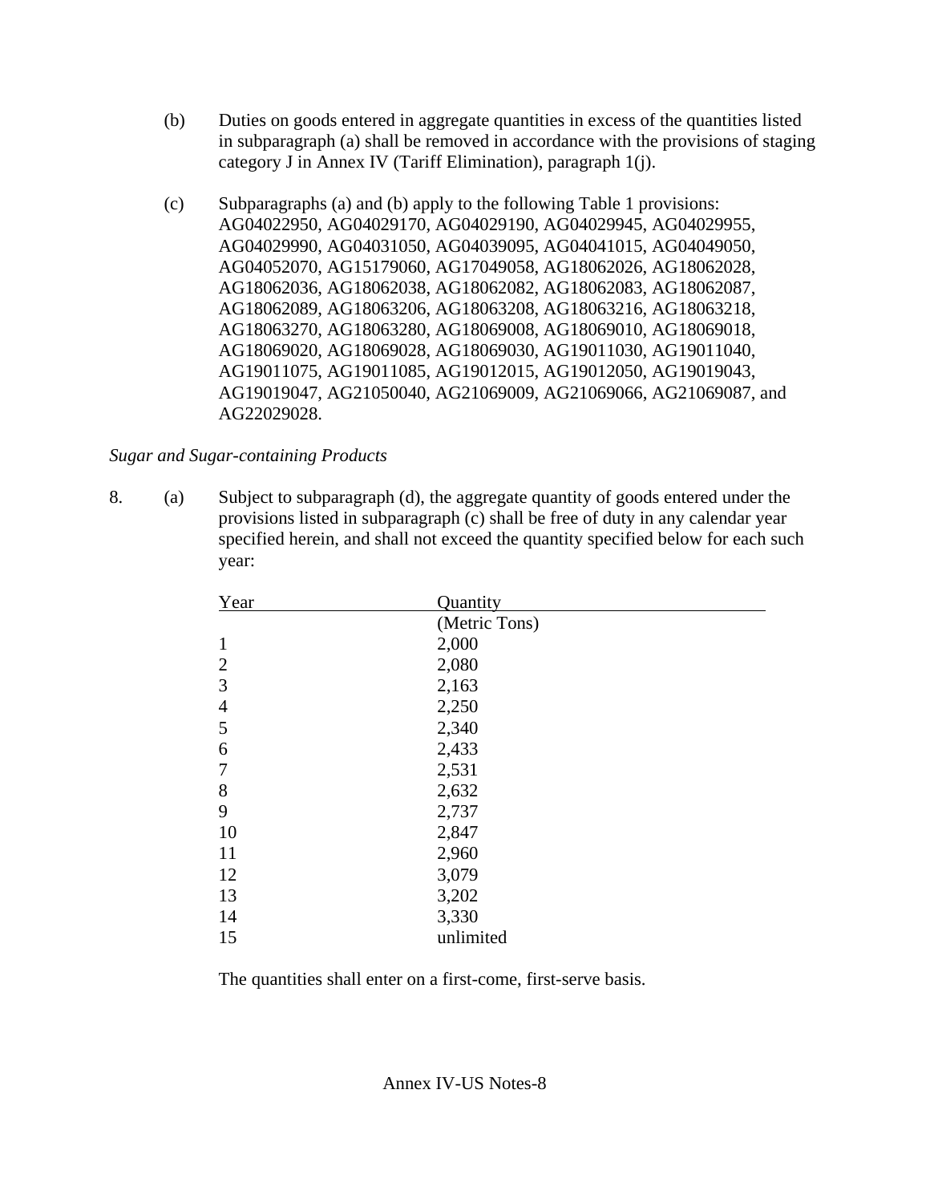(b) Duties on goods entered in aggregate quantities in excess of the quantities listed in subparagraph (a) shall be removed in accordance with the provisions of staging category J in Annex IV (Tariff Elimination), paragraph 1(j).

(c) Subparagraphs (a) and (b) apply to the following Table 1 provisions: AG04022950, AG04029170, AG04029190, AG04029945, AG04029955, AG04029990, AG04031050, AG04039095, AG04041015, AG04049050, AG04052070, AG15179060, AG17049058, AG18062026, AG18062028, AG18062036, AG18062038, AG18062082, AG18062083, AG18062087, AG18062089, AG18063206, AG18063208, AG18063216, AG18063218, AG18063270, AG18063280, AG18069008, AG18069010, AG18069018, AG18069020, AG18069028, AG18069030, AG19011030, AG19011040, AG19011075, AG19011085, AG19012015, AG19012050, AG19019043, AG19019047, AG21050040, AG21069009, AG21069066, AG21069087, and AG22029028.

*Sugar and Sugar-containing Products*

8. (a) Subject to subparagraph (d), the aggregate quantity of goods entered under the provisions listed in subparagraph (c) shall be free of duty in any calendar year specified herein, and shall not exceed the quantity specified below for each such year:

| Year | Quantity (Metric Tons) |
|---|---|
| 1 | 2,000 |
| 2 | 2,080 |
| 3 | 2,163 |
| 4 | 2,250 |
| 5 | 2,340 |
| 6 | 2,433 |
| 7 | 2,531 |
| 8 | 2,632 |
| 9 | 2,737 |
| 10 | 2,847 |
| 11 | 2,960 |
| 12 | 3,079 |
| 13 | 3,202 |
| 14 | 3,330 |
| 15 | unlimited |

The quantities shall enter on a first-come, first-serve basis.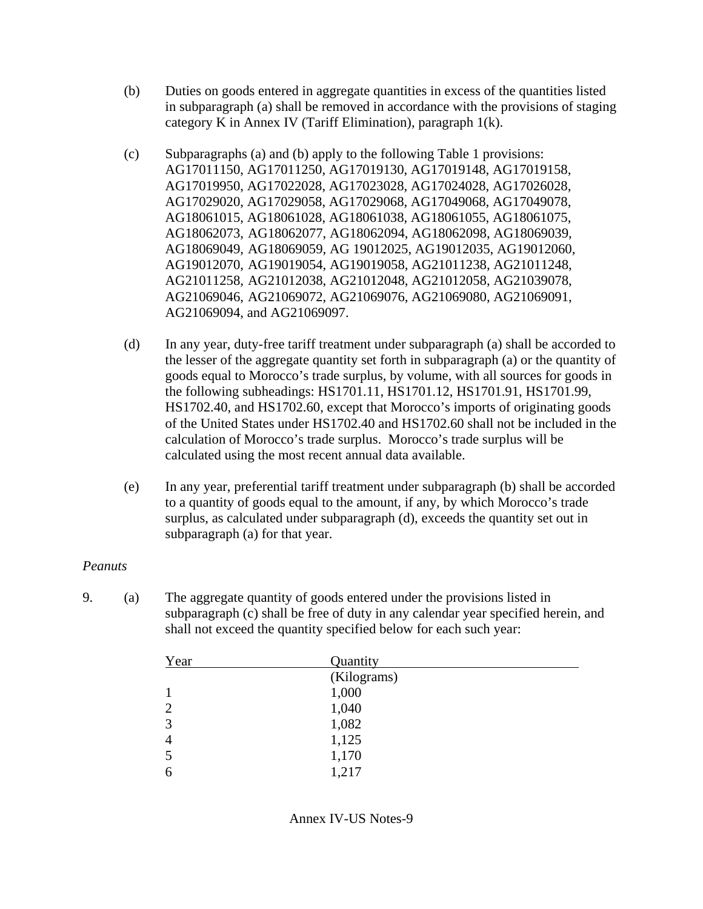(b) Duties on goods entered in aggregate quantities in excess of the quantities listed in subparagraph (a) shall be removed in accordance with the provisions of staging category K in Annex IV (Tariff Elimination), paragraph 1(k).

(c) Subparagraphs (a) and (b) apply to the following Table 1 provisions: AG17011150, AG17011250, AG17019130, AG17019148, AG17019158, AG17019950, AG17022028, AG17023028, AG17024028, AG17026028, AG17029020, AG17029058, AG17029068, AG17049068, AG17049078, AG18061015, AG18061028, AG18061038, AG18061055, AG18061075, AG18062073, AG18062077, AG18062094, AG18062098, AG18069039, AG18069049, AG18069059, AG 19012025, AG19012035, AG19012060, AG19012070, AG19019054, AG19019058, AG21011238, AG21011248, AG21011258, AG21012038, AG21012048, AG21012058, AG21039078, AG21069046, AG21069072, AG21069076, AG21069080, AG21069091, AG21069094, and AG21069097.

(d) In any year, duty-free tariff treatment under subparagraph (a) shall be accorded to the lesser of the aggregate quantity set forth in subparagraph (a) or the quantity of goods equal to Morocco's trade surplus, by volume, with all sources for goods in the following subheadings: HS1701.11, HS1701.12, HS1701.91, HS1701.99, HS1702.40, and HS1702.60, except that Morocco's imports of originating goods of the United States under HS1702.40 and HS1702.60 shall not be included in the calculation of Morocco's trade surplus. Morocco's trade surplus will be calculated using the most recent annual data available.

(e) In any year, preferential tariff treatment under subparagraph (b) shall be accorded to a quantity of goods equal to the amount, if any, by which Morocco's trade surplus, as calculated under subparagraph (d), exceeds the quantity set out in subparagraph (a) for that year.

*Peanuts*

9. (a) The aggregate quantity of goods entered under the provisions listed in subparagraph (c) shall be free of duty in any calendar year specified herein, and shall not exceed the quantity specified below for each such year:

| Year | Quantity |
|---|---|
| | (Kilograms) |
| 1 | 1,000 |
| 2 | 1,040 |
| 3 | 1,082 |
| 4 | 1,125 |
| 5 | 1,170 |
| 6 | 1,217 |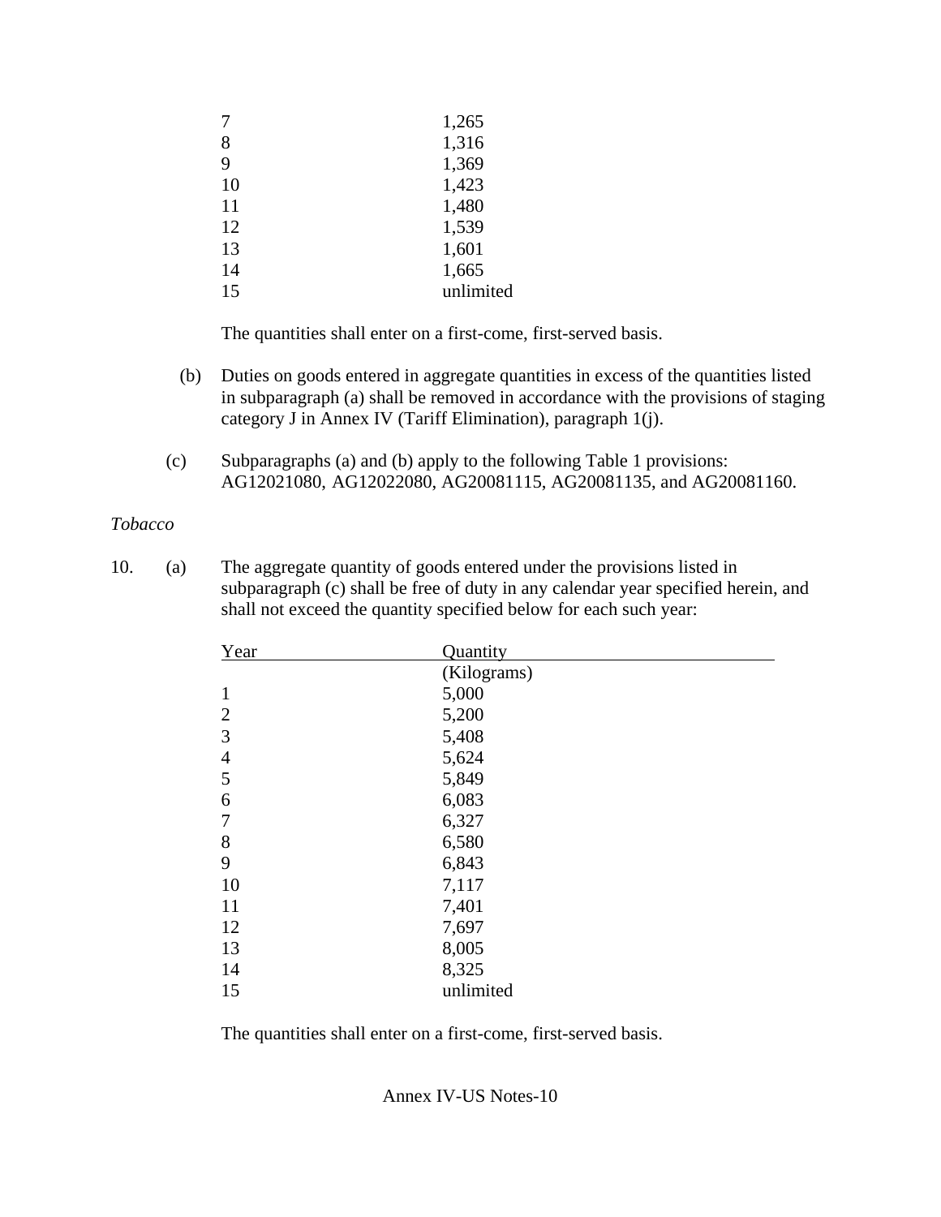| Year | Quantity |
|---|---|
| 7 | 1,265 |
| 8 | 1,316 |
| 9 | 1,369 |
| 10 | 1,423 |
| 11 | 1,480 |
| 12 | 1,539 |
| 13 | 1,601 |
| 14 | 1,665 |
| 15 | unlimited |

The quantities shall enter on a first-come, first-served basis.

(b) Duties on goods entered in aggregate quantities in excess of the quantities listed in subparagraph (a) shall be removed in accordance with the provisions of staging category J in Annex IV (Tariff Elimination), paragraph 1(j).

(c) Subparagraphs (a) and (b) apply to the following Table 1 provisions: AG12021080, AG12022080, AG20081115, AG20081135, and AG20081160.

*Tobacco*

10. (a) The aggregate quantity of goods entered under the provisions listed in subparagraph (c) shall be free of duty in any calendar year specified herein, and shall not exceed the quantity specified below for each such year:

| Year | Quantity (Kilograms) |
|---|---|
| 1 | 5,000 |
| 2 | 5,200 |
| 3 | 5,408 |
| 4 | 5,624 |
| 5 | 5,849 |
| 6 | 6,083 |
| 7 | 6,327 |
| 8 | 6,580 |
| 9 | 6,843 |
| 10 | 7,117 |
| 11 | 7,401 |
| 12 | 7,697 |
| 13 | 8,005 |
| 14 | 8,325 |
| 15 | unlimited |

The quantities shall enter on a first-come, first-served basis.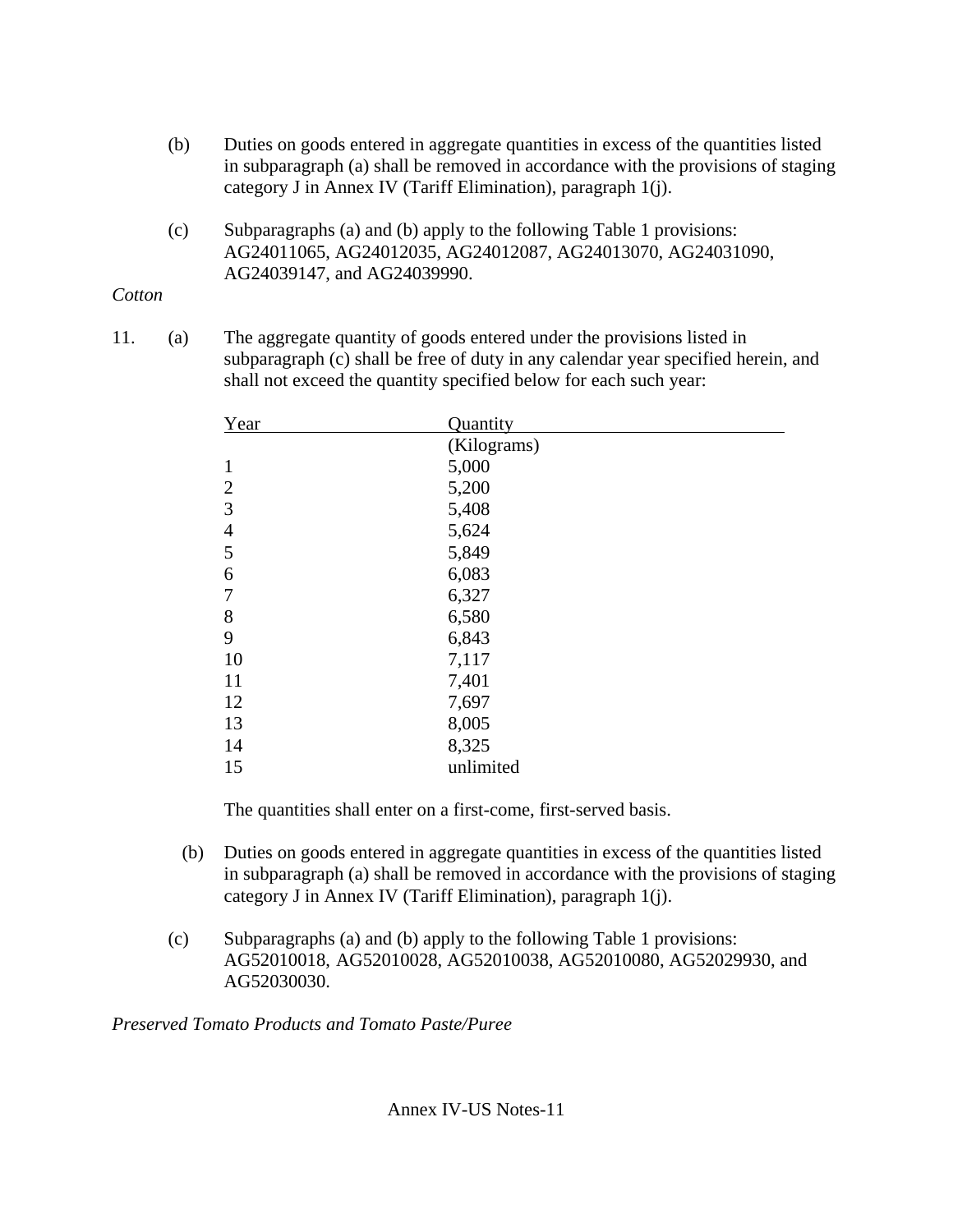(b) Duties on goods entered in aggregate quantities in excess of the quantities listed in subparagraph (a) shall be removed in accordance with the provisions of staging category J in Annex IV (Tariff Elimination), paragraph 1(j).

(c) Subparagraphs (a) and (b) apply to the following Table 1 provisions: AG24011065, AG24012035, AG24012087, AG24013070, AG24031090, AG24039147, and AG24039990.

*Cotton*

11. (a) The aggregate quantity of goods entered under the provisions listed in subparagraph (c) shall be free of duty in any calendar year specified herein, and shall not exceed the quantity specified below for each such year:

| Year | Quantity (Kilograms) |
|---|---|
| 1 | 5,000 |
| 2 | 5,200 |
| 3 | 5,408 |
| 4 | 5,624 |
| 5 | 5,849 |
| 6 | 6,083 |
| 7 | 6,327 |
| 8 | 6,580 |
| 9 | 6,843 |
| 10 | 7,117 |
| 11 | 7,401 |
| 12 | 7,697 |
| 13 | 8,005 |
| 14 | 8,325 |
| 15 | unlimited |

The quantities shall enter on a first-come, first-served basis.

(b) Duties on goods entered in aggregate quantities in excess of the quantities listed in subparagraph (a) shall be removed in accordance with the provisions of staging category J in Annex IV (Tariff Elimination), paragraph 1(j).

(c) Subparagraphs (a) and (b) apply to the following Table 1 provisions: AG52010018, AG52010028, AG52010038, AG52010080, AG52029930, and AG52030030.

*Preserved Tomato Products and Tomato Paste/Puree*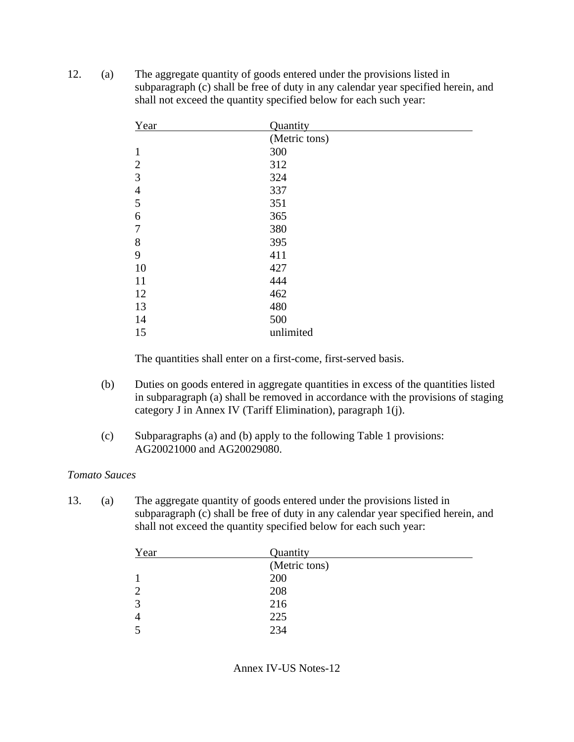12. (a) The aggregate quantity of goods entered under the provisions listed in subparagraph (c) shall be free of duty in any calendar year specified herein, and shall not exceed the quantity specified below for each such year:

| Year | Quantity |
|---|---|
| | (Metric tons) |
| 1 | 300 |
| 2 | 312 |
| 3 | 324 |
| 4 | 337 |
| 5 | 351 |
| 6 | 365 |
| 7 | 380 |
| 8 | 395 |
| 9 | 411 |
| 10 | 427 |
| 11 | 444 |
| 12 | 462 |
| 13 | 480 |
| 14 | 500 |
| 15 | unlimited |

The quantities shall enter on a first-come, first-served basis.

(b) Duties on goods entered in aggregate quantities in excess of the quantities listed in subparagraph (a) shall be removed in accordance with the provisions of staging category J in Annex IV (Tariff Elimination), paragraph 1(j).

(c) Subparagraphs (a) and (b) apply to the following Table 1 provisions: AG20021000 and AG20029080.

*Tomato Sauces*

13. (a) The aggregate quantity of goods entered under the provisions listed in subparagraph (c) shall be free of duty in any calendar year specified herein, and shall not exceed the quantity specified below for each such year:

| Year | Quantity |
|---|---|
| | (Metric tons) |
| 1 | 200 |
| 2 | 208 |
| 3 | 216 |
| 4 | 225 |
| 5 | 234 |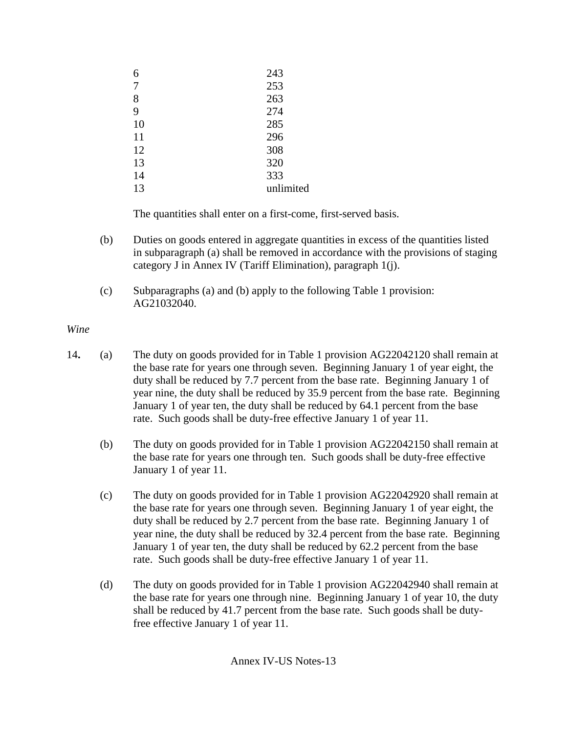| | |
|---|---|
| 6 | 243 |
| 7 | 253 |
| 8 | 263 |
| 9 | 274 |
| 10 | 285 |
| 11 | 296 |
| 12 | 308 |
| 13 | 320 |
| 14 | 333 |
| 13 | unlimited |

The quantities shall enter on a first-come, first-served basis.

(b) Duties on goods entered in aggregate quantities in excess of the quantities listed in subparagraph (a) shall be removed in accordance with the provisions of staging category J in Annex IV (Tariff Elimination), paragraph 1(j).

(c) Subparagraphs (a) and (b) apply to the following Table 1 provision: AG21032040.

*Wine*

**14.** (a) The duty on goods provided for in Table 1 provision AG22042120 shall remain at the base rate for years one through seven. Beginning January 1 of year eight, the duty shall be reduced by 7.7 percent from the base rate. Beginning January 1 of year nine, the duty shall be reduced by 35.9 percent from the base rate. Beginning January 1 of year ten, the duty shall be reduced by 64.1 percent from the base rate. Such goods shall be duty-free effective January 1 of year 11.

(b) The duty on goods provided for in Table 1 provision AG22042150 shall remain at the base rate for years one through ten. Such goods shall be duty-free effective January 1 of year 11.

(c) The duty on goods provided for in Table 1 provision AG22042920 shall remain at the base rate for years one through seven. Beginning January 1 of year eight, the duty shall be reduced by 2.7 percent from the base rate. Beginning January 1 of year nine, the duty shall be reduced by 32.4 percent from the base rate. Beginning January 1 of year ten, the duty shall be reduced by 62.2 percent from the base rate. Such goods shall be duty-free effective January 1 of year 11.

(d) The duty on goods provided for in Table 1 provision AG22042940 shall remain at the base rate for years one through nine. Beginning January 1 of year 10, the duty shall be reduced by 41.7 percent from the base rate. Such goods shall be duty-free effective January 1 of year 11.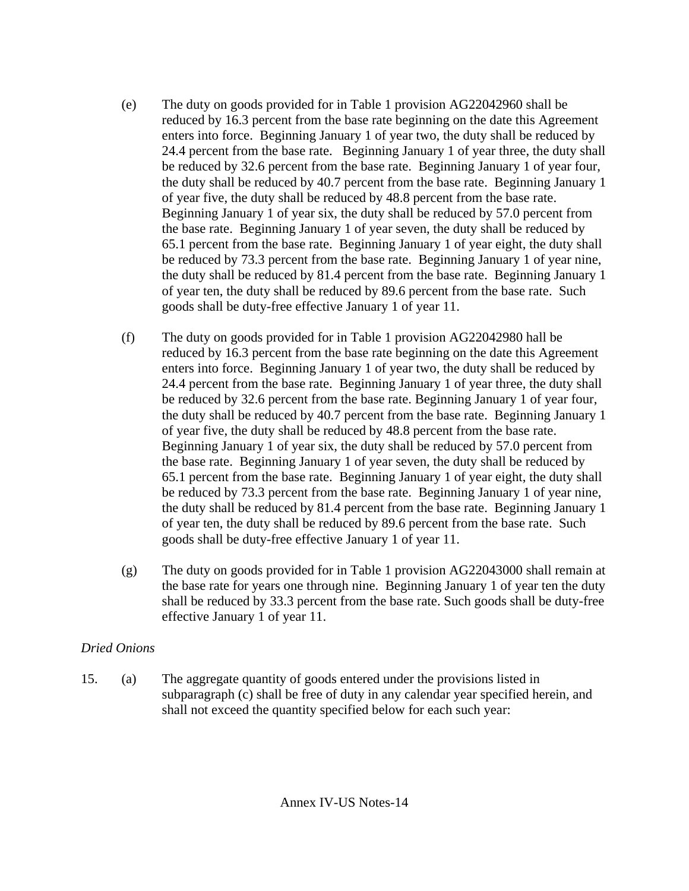(e) The duty on goods provided for in Table 1 provision AG22042960 shall be reduced by 16.3 percent from the base rate beginning on the date this Agreement enters into force. Beginning January 1 of year two, the duty shall be reduced by 24.4 percent from the base rate. Beginning January 1 of year three, the duty shall be reduced by 32.6 percent from the base rate. Beginning January 1 of year four, the duty shall be reduced by 40.7 percent from the base rate. Beginning January 1 of year five, the duty shall be reduced by 48.8 percent from the base rate. Beginning January 1 of year six, the duty shall be reduced by 57.0 percent from the base rate. Beginning January 1 of year seven, the duty shall be reduced by 65.1 percent from the base rate. Beginning January 1 of year eight, the duty shall be reduced by 73.3 percent from the base rate. Beginning January 1 of year nine, the duty shall be reduced by 81.4 percent from the base rate. Beginning January 1 of year ten, the duty shall be reduced by 89.6 percent from the base rate. Such goods shall be duty-free effective January 1 of year 11.

(f) The duty on goods provided for in Table 1 provision AG22042980 hall be reduced by 16.3 percent from the base rate beginning on the date this Agreement enters into force. Beginning January 1 of year two, the duty shall be reduced by 24.4 percent from the base rate. Beginning January 1 of year three, the duty shall be reduced by 32.6 percent from the base rate. Beginning January 1 of year four, the duty shall be reduced by 40.7 percent from the base rate. Beginning January 1 of year five, the duty shall be reduced by 48.8 percent from the base rate. Beginning January 1 of year six, the duty shall be reduced by 57.0 percent from the base rate. Beginning January 1 of year seven, the duty shall be reduced by 65.1 percent from the base rate. Beginning January 1 of year eight, the duty shall be reduced by 73.3 percent from the base rate. Beginning January 1 of year nine, the duty shall be reduced by 81.4 percent from the base rate. Beginning January 1 of year ten, the duty shall be reduced by 89.6 percent from the base rate. Such goods shall be duty-free effective January 1 of year 11.

(g) The duty on goods provided for in Table 1 provision AG22043000 shall remain at the base rate for years one through nine. Beginning January 1 of year ten the duty shall be reduced by 33.3 percent from the base rate. Such goods shall be duty-free effective January 1 of year 11.

*Dried Onions*

15. (a) The aggregate quantity of goods entered under the provisions listed in subparagraph (c) shall be free of duty in any calendar year specified herein, and shall not exceed the quantity specified below for each such year: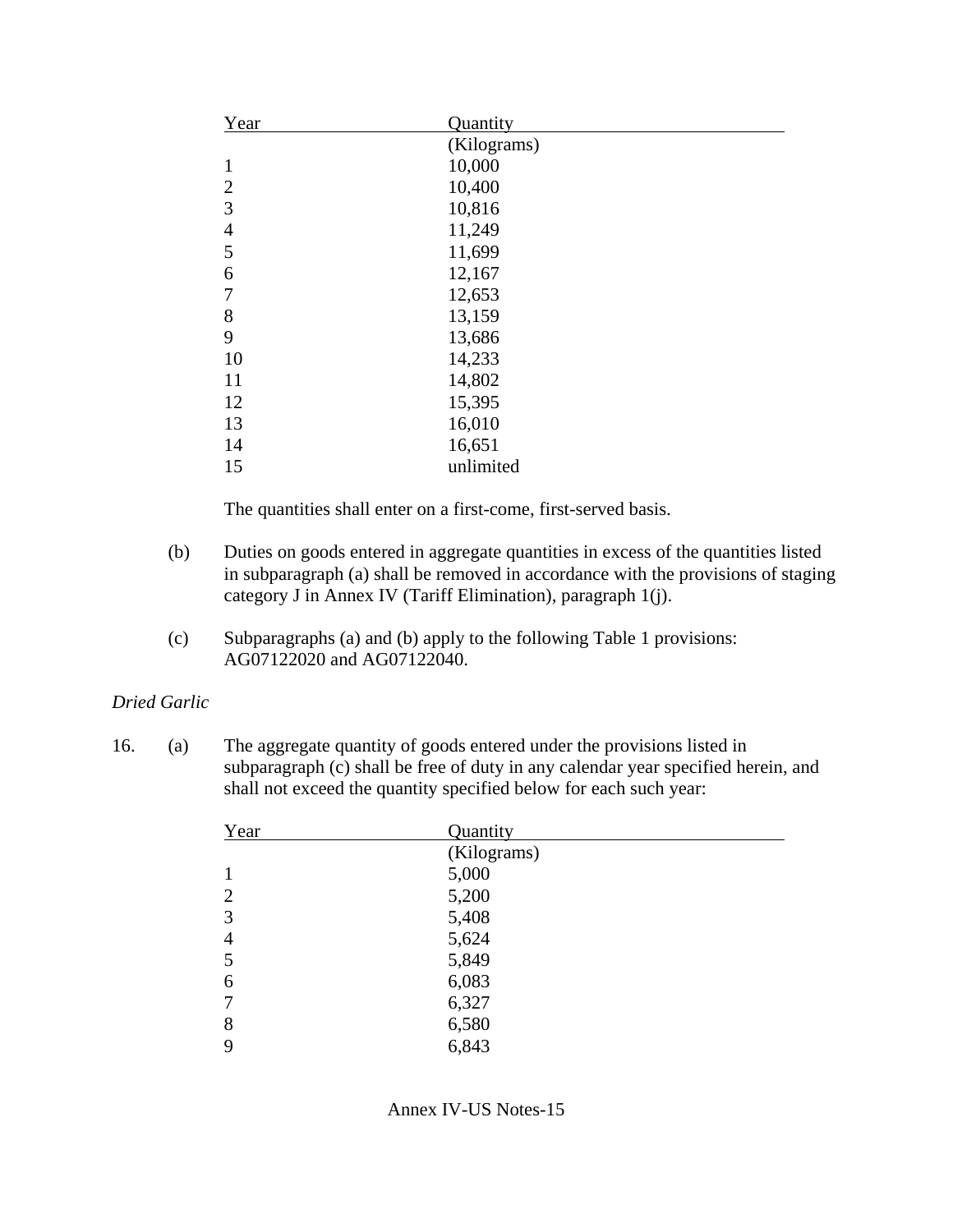| Year | Quantity |
| --- | --- |
| | (Kilograms) |
| 1 | 10,000 |
| 2 | 10,400 |
| 3 | 10,816 |
| 4 | 11,249 |
| 5 | 11,699 |
| 6 | 12,167 |
| 7 | 12,653 |
| 8 | 13,159 |
| 9 | 13,686 |
| 10 | 14,233 |
| 11 | 14,802 |
| 12 | 15,395 |
| 13 | 16,010 |
| 14 | 16,651 |
| 15 | unlimited |

The quantities shall enter on a first-come, first-served basis.

(b) Duties on goods entered in aggregate quantities in excess of the quantities listed in subparagraph (a) shall be removed in accordance with the provisions of staging category J in Annex IV (Tariff Elimination), paragraph 1(j).

(c) Subparagraphs (a) and (b) apply to the following Table 1 provisions: AG07122020 and AG07122040.

*Dried Garlic*

16. (a) The aggregate quantity of goods entered under the provisions listed in subparagraph (c) shall be free of duty in any calendar year specified herein, and shall not exceed the quantity specified below for each such year:

| Year | Quantity |
| --- | --- |
| | (Kilograms) |
| 1 | 5,000 |
| 2 | 5,200 |
| 3 | 5,408 |
| 4 | 5,624 |
| 5 | 5,849 |
| 6 | 6,083 |
| 7 | 6,327 |
| 8 | 6,580 |
| 9 | 6,843 |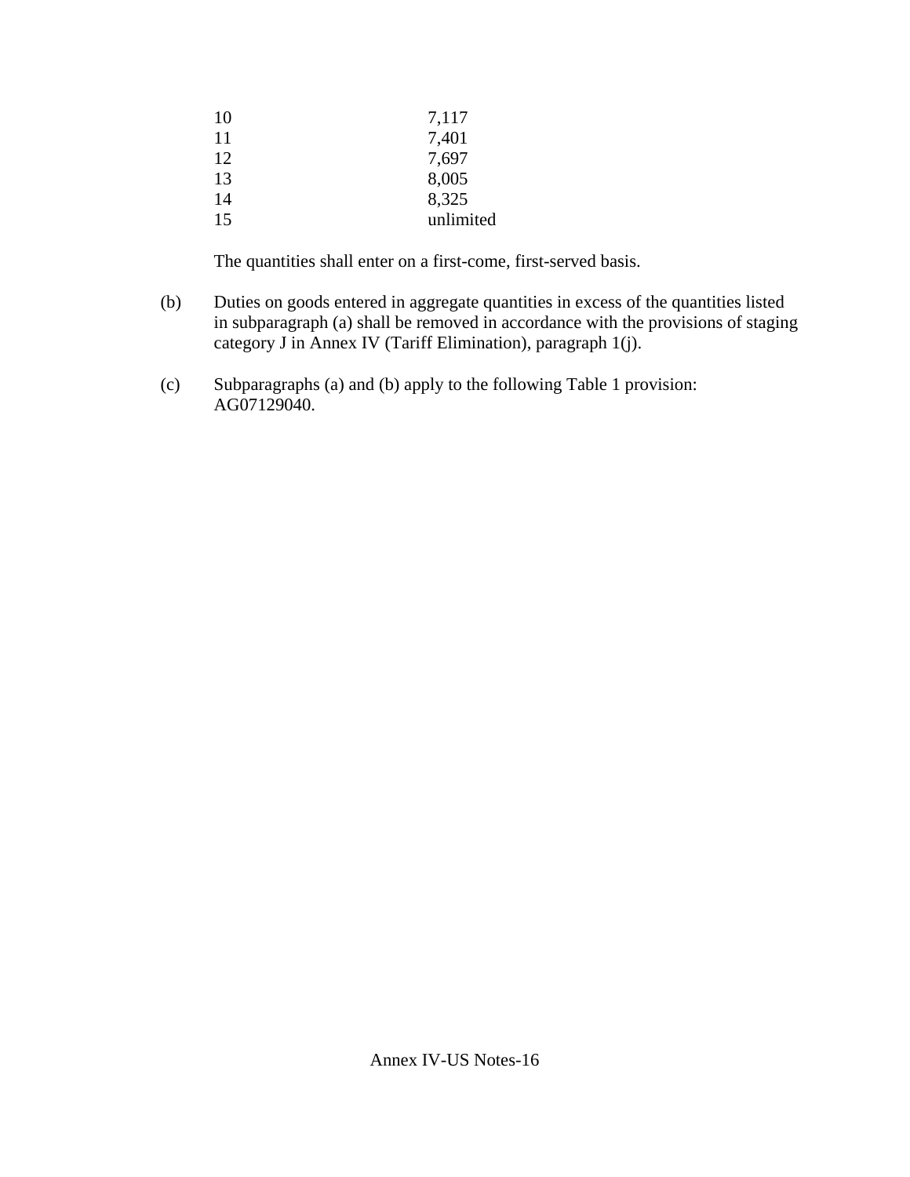| | |
|---|---|
| 10 | 7,117 |
| 11 | 7,401 |
| 12 | 7,697 |
| 13 | 8,005 |
| 14 | 8,325 |
| 15 | unlimited |

The quantities shall enter on a first-come, first-served basis.

(b) Duties on goods entered in aggregate quantities in excess of the quantities listed in subparagraph (a) shall be removed in accordance with the provisions of staging category J in Annex IV (Tariff Elimination), paragraph 1(j).

(c) Subparagraphs (a) and (b) apply to the following Table 1 provision: AG07129040.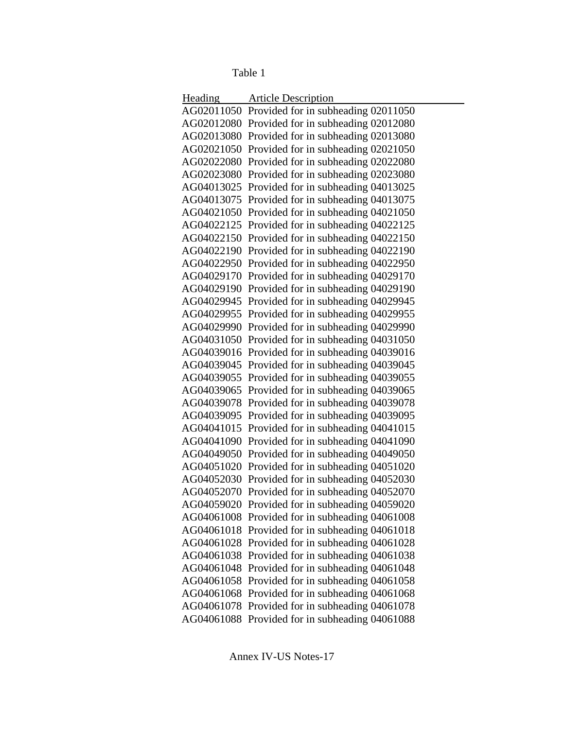Table 1

| Heading | Article Description |
|---|---|
| AG02011050 | Provided for in subheading 02011050 |
| AG02012080 | Provided for in subheading 02012080 |
| AG02013080 | Provided for in subheading 02013080 |
| AG02021050 | Provided for in subheading 02021050 |
| AG02022080 | Provided for in subheading 02022080 |
| AG02023080 | Provided for in subheading 02023080 |
| AG04013025 | Provided for in subheading 04013025 |
| AG04013075 | Provided for in subheading 04013075 |
| AG04021050 | Provided for in subheading 04021050 |
| AG04022125 | Provided for in subheading 04022125 |
| AG04022150 | Provided for in subheading 04022150 |
| AG04022190 | Provided for in subheading 04022190 |
| AG04022950 | Provided for in subheading 04022950 |
| AG04029170 | Provided for in subheading 04029170 |
| AG04029190 | Provided for in subheading 04029190 |
| AG04029945 | Provided for in subheading 04029945 |
| AG04029955 | Provided for in subheading 04029955 |
| AG04029990 | Provided for in subheading 04029990 |
| AG04031050 | Provided for in subheading 04031050 |
| AG04039016 | Provided for in subheading 04039016 |
| AG04039045 | Provided for in subheading 04039045 |
| AG04039055 | Provided for in subheading 04039055 |
| AG04039065 | Provided for in subheading 04039065 |
| AG04039078 | Provided for in subheading 04039078 |
| AG04039095 | Provided for in subheading 04039095 |
| AG04041015 | Provided for in subheading 04041015 |
| AG04041090 | Provided for in subheading 04041090 |
| AG04049050 | Provided for in subheading 04049050 |
| AG04051020 | Provided for in subheading 04051020 |
| AG04052030 | Provided for in subheading 04052030 |
| AG04052070 | Provided for in subheading 04052070 |
| AG04059020 | Provided for in subheading 04059020 |
| AG04061008 | Provided for in subheading 04061008 |
| AG04061018 | Provided for in subheading 04061018 |
| AG04061028 | Provided for in subheading 04061028 |
| AG04061038 | Provided for in subheading 04061038 |
| AG04061048 | Provided for in subheading 04061048 |
| AG04061058 | Provided for in subheading 04061058 |
| AG04061068 | Provided for in subheading 04061068 |
| AG04061078 | Provided for in subheading 04061078 |
| AG04061088 | Provided for in subheading 04061088 |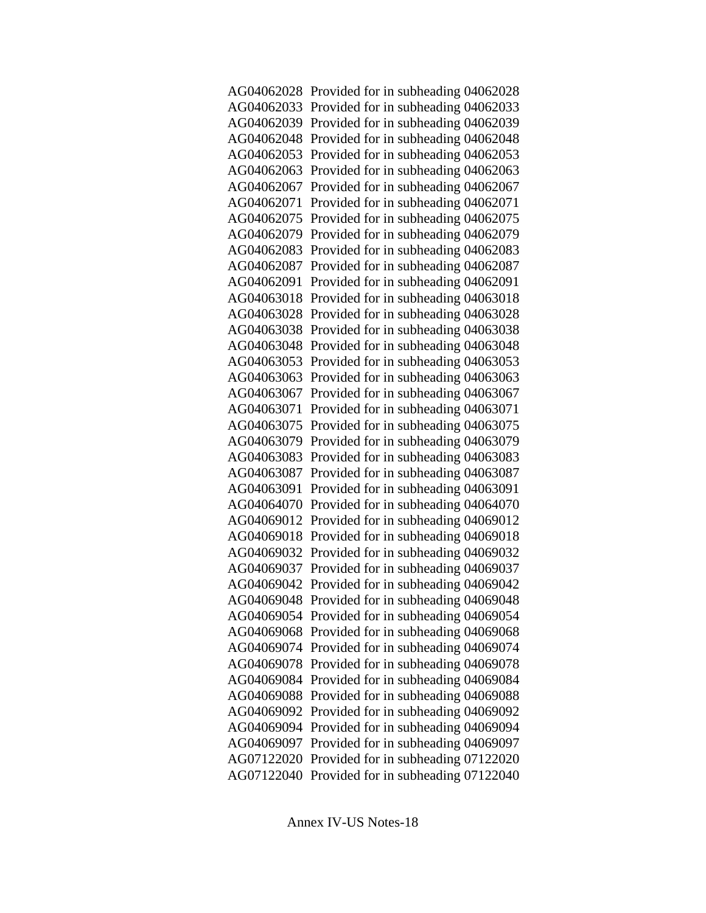AG04062028 Provided for in subheading 04062028
AG04062033 Provided for in subheading 04062033
AG04062039 Provided for in subheading 04062039
AG04062048 Provided for in subheading 04062048
AG04062053 Provided for in subheading 04062053
AG04062063 Provided for in subheading 04062063
AG04062067 Provided for in subheading 04062067
AG04062071 Provided for in subheading 04062071
AG04062075 Provided for in subheading 04062075
AG04062079 Provided for in subheading 04062079
AG04062083 Provided for in subheading 04062083
AG04062087 Provided for in subheading 04062087
AG04062091 Provided for in subheading 04062091
AG04063018 Provided for in subheading 04063018
AG04063028 Provided for in subheading 04063028
AG04063038 Provided for in subheading 04063038
AG04063048 Provided for in subheading 04063048
AG04063053 Provided for in subheading 04063053
AG04063063 Provided for in subheading 04063063
AG04063067 Provided for in subheading 04063067
AG04063071 Provided for in subheading 04063071
AG04063075 Provided for in subheading 04063075
AG04063079 Provided for in subheading 04063079
AG04063083 Provided for in subheading 04063083
AG04063087 Provided for in subheading 04063087
AG04063091 Provided for in subheading 04063091
AG04064070 Provided for in subheading 04064070
AG04069012 Provided for in subheading 04069012
AG04069018 Provided for in subheading 04069018
AG04069032 Provided for in subheading 04069032
AG04069037 Provided for in subheading 04069037
AG04069042 Provided for in subheading 04069042
AG04069048 Provided for in subheading 04069048
AG04069054 Provided for in subheading 04069054
AG04069068 Provided for in subheading 04069068
AG04069074 Provided for in subheading 04069074
AG04069078 Provided for in subheading 04069078
AG04069084 Provided for in subheading 04069084
AG04069088 Provided for in subheading 04069088
AG04069092 Provided for in subheading 04069092
AG04069094 Provided for in subheading 04069094
AG04069097 Provided for in subheading 04069097
AG07122020 Provided for in subheading 07122020
AG07122040 Provided for in subheading 07122040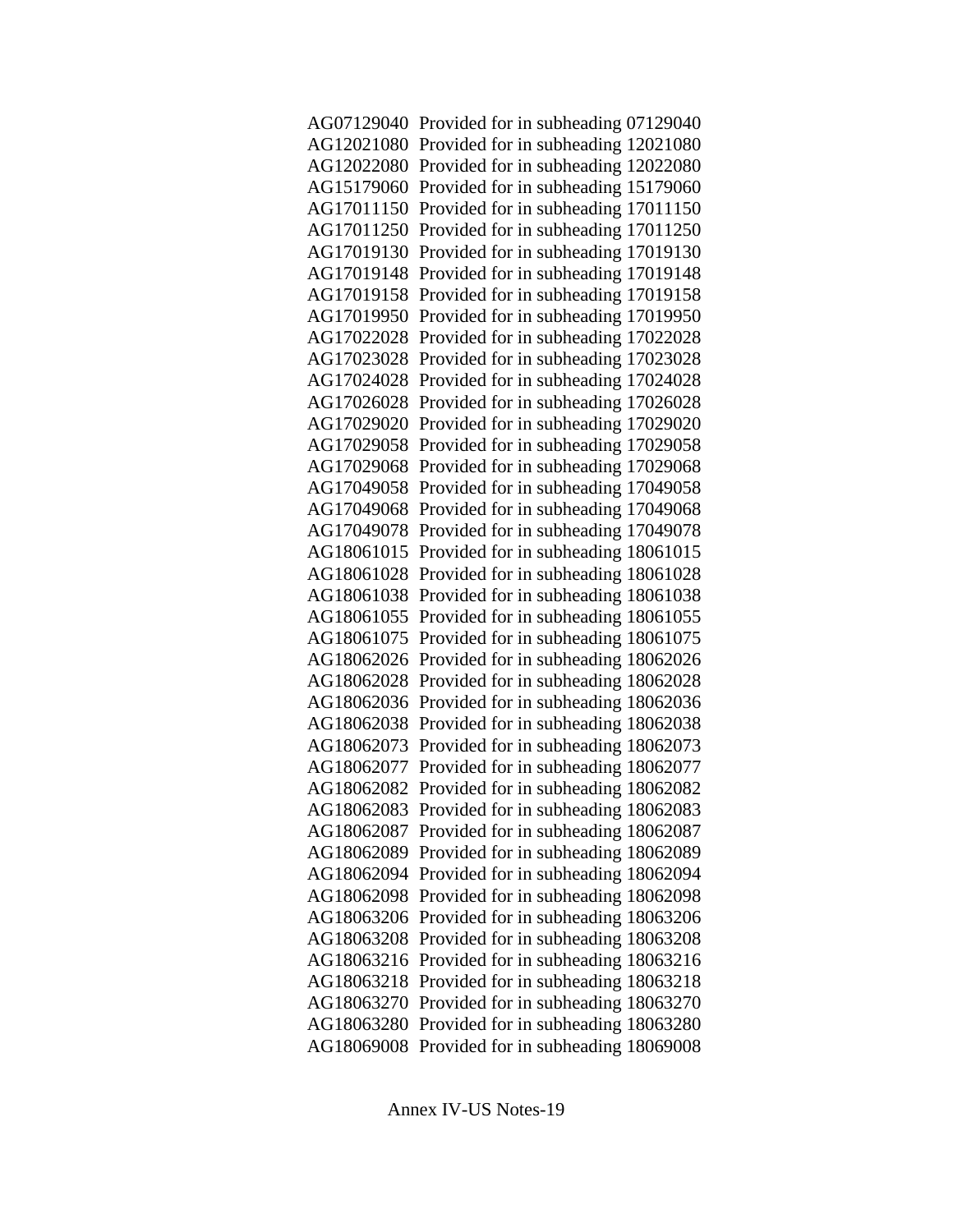AG07129040 Provided for in subheading 07129040
AG12021080 Provided for in subheading 12021080
AG12022080 Provided for in subheading 12022080
AG15179060 Provided for in subheading 15179060
AG17011150 Provided for in subheading 17011150
AG17011250 Provided for in subheading 17011250
AG17019130 Provided for in subheading 17019130
AG17019148 Provided for in subheading 17019148
AG17019158 Provided for in subheading 17019158
AG17019950 Provided for in subheading 17019950
AG17022028 Provided for in subheading 17022028
AG17023028 Provided for in subheading 17023028
AG17024028 Provided for in subheading 17024028
AG17026028 Provided for in subheading 17026028
AG17029020 Provided for in subheading 17029020
AG17029058 Provided for in subheading 17029058
AG17029068 Provided for in subheading 17029068
AG17049058 Provided for in subheading 17049058
AG17049068 Provided for in subheading 17049068
AG17049078 Provided for in subheading 17049078
AG18061015 Provided for in subheading 18061015
AG18061028 Provided for in subheading 18061028
AG18061038 Provided for in subheading 18061038
AG18061055 Provided for in subheading 18061055
AG18061075 Provided for in subheading 18061075
AG18062026 Provided for in subheading 18062026
AG18062028 Provided for in subheading 18062028
AG18062036 Provided for in subheading 18062036
AG18062038 Provided for in subheading 18062038
AG18062073 Provided for in subheading 18062073
AG18062077 Provided for in subheading 18062077
AG18062082 Provided for in subheading 18062082
AG18062083 Provided for in subheading 18062083
AG18062087 Provided for in subheading 18062087
AG18062089 Provided for in subheading 18062089
AG18062094 Provided for in subheading 18062094
AG18062098 Provided for in subheading 18062098
AG18063206 Provided for in subheading 18063206
AG18063208 Provided for in subheading 18063208
AG18063216 Provided for in subheading 18063216
AG18063218 Provided for in subheading 18063218
AG18063270 Provided for in subheading 18063270
AG18063280 Provided for in subheading 18063280
AG18069008 Provided for in subheading 18069008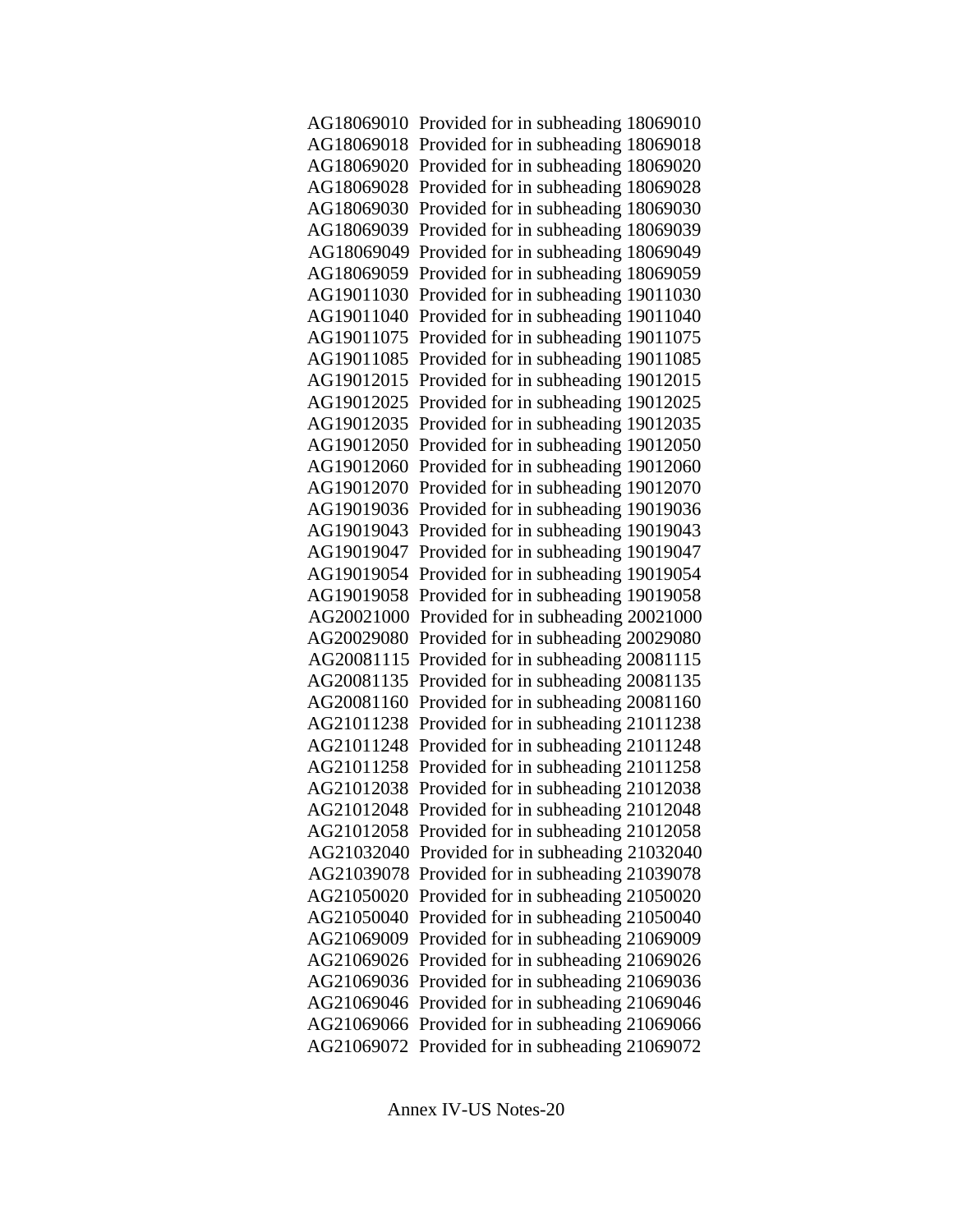AG18069010 Provided for in subheading 18069010
AG18069018 Provided for in subheading 18069018
AG18069020 Provided for in subheading 18069020
AG18069028 Provided for in subheading 18069028
AG18069030 Provided for in subheading 18069030
AG18069039 Provided for in subheading 18069039
AG18069049 Provided for in subheading 18069049
AG18069059 Provided for in subheading 18069059
AG19011030 Provided for in subheading 19011030
AG19011040 Provided for in subheading 19011040
AG19011075 Provided for in subheading 19011075
AG19011085 Provided for in subheading 19011085
AG19012015 Provided for in subheading 19012015
AG19012025 Provided for in subheading 19012025
AG19012035 Provided for in subheading 19012035
AG19012050 Provided for in subheading 19012050
AG19012060 Provided for in subheading 19012060
AG19012070 Provided for in subheading 19012070
AG19019036 Provided for in subheading 19019036
AG19019043 Provided for in subheading 19019043
AG19019047 Provided for in subheading 19019047
AG19019054 Provided for in subheading 19019054
AG19019058 Provided for in subheading 19019058
AG20021000 Provided for in subheading 20021000
AG20029080 Provided for in subheading 20029080
AG20081115 Provided for in subheading 20081115
AG20081135 Provided for in subheading 20081135
AG20081160 Provided for in subheading 20081160
AG21011238 Provided for in subheading 21011238
AG21011248 Provided for in subheading 21011248
AG21011258 Provided for in subheading 21011258
AG21012038 Provided for in subheading 21012038
AG21012048 Provided for in subheading 21012048
AG21012058 Provided for in subheading 21012058
AG21032040 Provided for in subheading 21032040
AG21039078 Provided for in subheading 21039078
AG21050020 Provided for in subheading 21050020
AG21050040 Provided for in subheading 21050040
AG21069009 Provided for in subheading 21069009
AG21069026 Provided for in subheading 21069026
AG21069036 Provided for in subheading 21069036
AG21069046 Provided for in subheading 21069046
AG21069066 Provided for in subheading 21069066
AG21069072 Provided for in subheading 21069072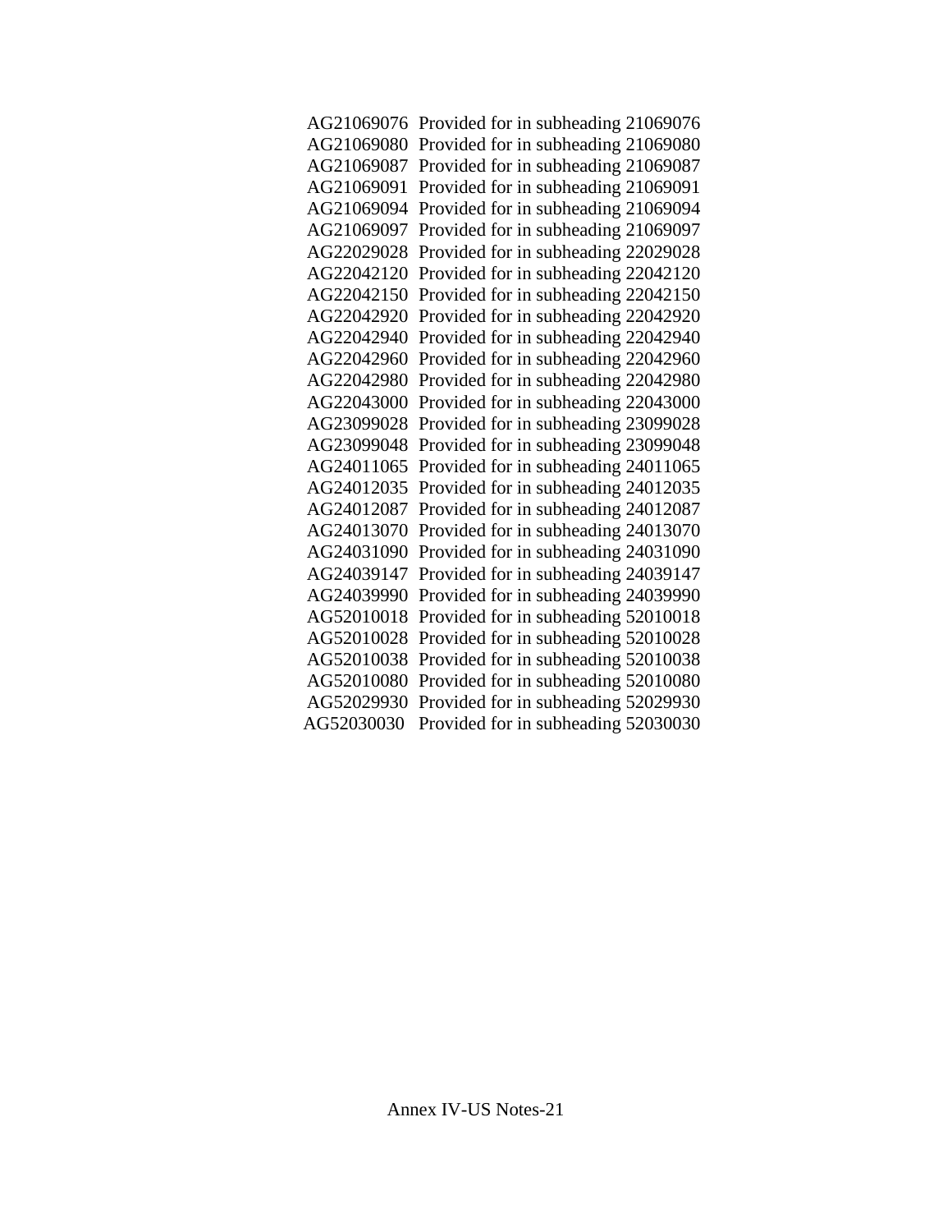| | |
|---|---|
| AG21069076 | Provided for in subheading 21069076 |
| AG21069080 | Provided for in subheading 21069080 |
| AG21069087 | Provided for in subheading 21069087 |
| AG21069091 | Provided for in subheading 21069091 |
| AG21069094 | Provided for in subheading 21069094 |
| AG21069097 | Provided for in subheading 21069097 |
| AG22029028 | Provided for in subheading 22029028 |
| AG22042120 | Provided for in subheading 22042120 |
| AG22042150 | Provided for in subheading 22042150 |
| AG22042920 | Provided for in subheading 22042920 |
| AG22042940 | Provided for in subheading 22042940 |
| AG22042960 | Provided for in subheading 22042960 |
| AG22042980 | Provided for in subheading 22042980 |
| AG22043000 | Provided for in subheading 22043000 |
| AG23099028 | Provided for in subheading 23099028 |
| AG23099048 | Provided for in subheading 23099048 |
| AG24011065 | Provided for in subheading 24011065 |
| AG24012035 | Provided for in subheading 24012035 |
| AG24012087 | Provided for in subheading 24012087 |
| AG24013070 | Provided for in subheading 24013070 |
| AG24031090 | Provided for in subheading 24031090 |
| AG24039147 | Provided for in subheading 24039147 |
| AG24039990 | Provided for in subheading 24039990 |
| AG52010018 | Provided for in subheading 52010018 |
| AG52010028 | Provided for in subheading 52010028 |
| AG52010038 | Provided for in subheading 52010038 |
| AG52010080 | Provided for in subheading 52010080 |
| AG52029930 | Provided for in subheading 52029930 |
| AG52030030 | Provided for in subheading 52030030 |